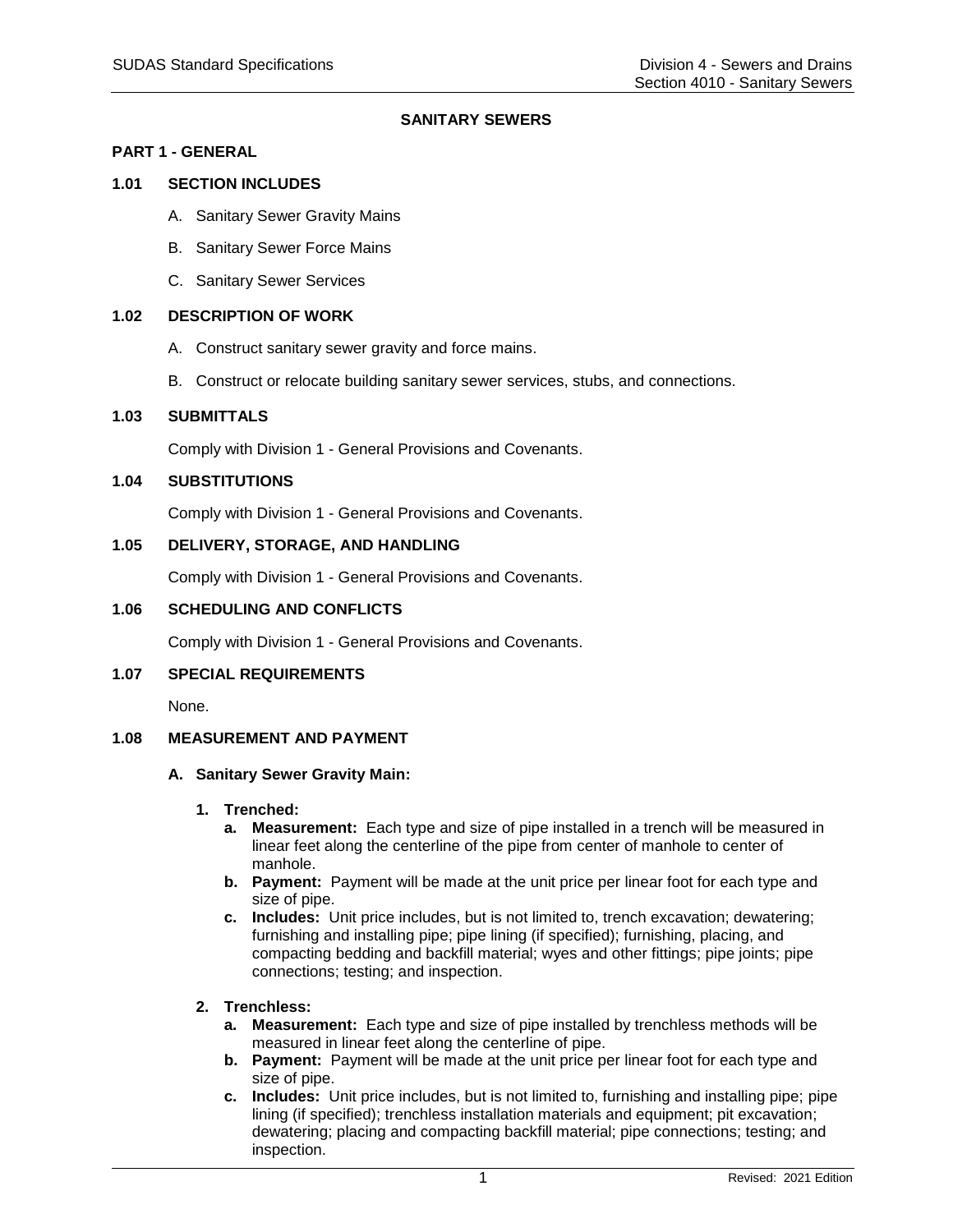# SANITARY SEWERS

## PART 1 - GENERAL

### 1.01 SECTION INCLUDES

A. Sanitary Sewer Gravity Mains

B. Sanitary Sewer Force Mains

C. Sanitary Sewer Services

### 1.02 DESCRIPTION OF WORK

A. Construct sanitary sewer gravity and force mains.

B. Construct or relocate building sanitary sewer services, stubs, and connections.

### 1.03 SUBMITTALS

Comply with Division 1 - General Provisions and Covenants.

### 1.04 SUBSTITUTIONS

Comply with Division 1 - General Provisions and Covenants.

### 1.05 DELIVERY, STORAGE, AND HANDLING

Comply with Division 1 - General Provisions and Covenants.

### 1.06 SCHEDULING AND CONFLICTS

Comply with Division 1 - General Provisions and Covenants.

### 1.07 SPECIAL REQUIREMENTS

None.

### 1.08 MEASUREMENT AND PAYMENT

**A. Sanitary Sewer Gravity Main:**

**1. Trenched:**

- **a. Measurement:** Each type and size of pipe installed in a trench will be measured in linear feet along the centerline of the pipe from center of manhole to center of manhole.
- **b. Payment:** Payment will be made at the unit price per linear foot for each type and size of pipe.
- **c. Includes:** Unit price includes, but is not limited to, trench excavation; dewatering; furnishing and installing pipe; pipe lining (if specified); furnishing, placing, and compacting bedding and backfill material; wyes and other fittings; pipe joints; pipe connections; testing; and inspection.

**2. Trenchless:**

- **a. Measurement:** Each type and size of pipe installed by trenchless methods will be measured in linear feet along the centerline of pipe.
- **b. Payment:** Payment will be made at the unit price per linear foot for each type and size of pipe.
- **c. Includes:** Unit price includes, but is not limited to, furnishing and installing pipe; pipe lining (if specified); trenchless installation materials and equipment; pit excavation; dewatering; placing and compacting backfill material; pipe connections; testing; and inspection.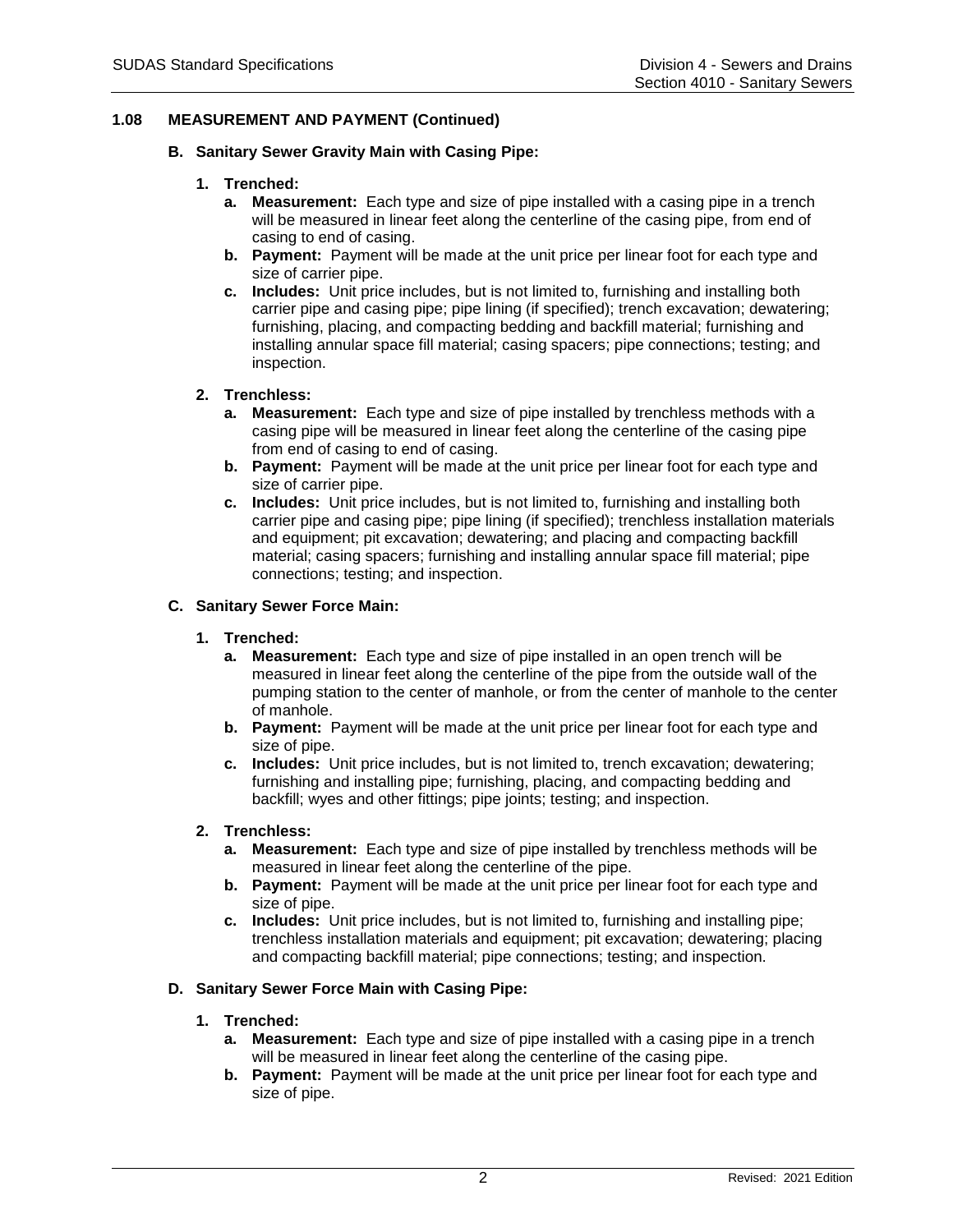## 1.08 MEASUREMENT AND PAYMENT (Continued)

### B. Sanitary Sewer Gravity Main with Casing Pipe:

1. **Trenched:**
   a. **Measurement:** Each type and size of pipe installed with a casing pipe in a trench will be measured in linear feet along the centerline of the casing pipe, from end of casing to end of casing.
   b. **Payment:** Payment will be made at the unit price per linear foot for each type and size of carrier pipe.
   c. **Includes:** Unit price includes, but is not limited to, furnishing and installing both carrier pipe and casing pipe; pipe lining (if specified); trench excavation; dewatering; furnishing, placing, and compacting bedding and backfill material; furnishing and installing annular space fill material; casing spacers; pipe connections; testing; and inspection.

2. **Trenchless:**
   a. **Measurement:** Each type and size of pipe installed by trenchless methods with a casing pipe will be measured in linear feet along the centerline of the casing pipe from end of casing to end of casing.
   b. **Payment:** Payment will be made at the unit price per linear foot for each type and size of carrier pipe.
   c. **Includes:** Unit price includes, but is not limited to, furnishing and installing both carrier pipe and casing pipe; pipe lining (if specified); trenchless installation materials and equipment; pit excavation; dewatering; and placing and compacting backfill material; casing spacers; furnishing and installing annular space fill material; pipe connections; testing; and inspection.

### C. Sanitary Sewer Force Main:

1. **Trenched:**
   a. **Measurement:** Each type and size of pipe installed in an open trench will be measured in linear feet along the centerline of the pipe from the outside wall of the pumping station to the center of manhole, or from the center of manhole to the center of manhole.
   b. **Payment:** Payment will be made at the unit price per linear foot for each type and size of pipe.
   c. **Includes:** Unit price includes, but is not limited to, trench excavation; dewatering; furnishing and installing pipe; furnishing, placing, and compacting bedding and backfill; wyes and other fittings; pipe joints; testing; and inspection.

2. **Trenchless:**
   a. **Measurement:** Each type and size of pipe installed by trenchless methods will be measured in linear feet along the centerline of the pipe.
   b. **Payment:** Payment will be made at the unit price per linear foot for each type and size of pipe.
   c. **Includes:** Unit price includes, but is not limited to, furnishing and installing pipe; trenchless installation materials and equipment; pit excavation; dewatering; placing and compacting backfill material; pipe connections; testing; and inspection.

### D. Sanitary Sewer Force Main with Casing Pipe:

1. **Trenched:**
   a. **Measurement:** Each type and size of pipe installed with a casing pipe in a trench will be measured in linear feet along the centerline of the casing pipe.
   b. **Payment:** Payment will be made at the unit price per linear foot for each type and size of pipe.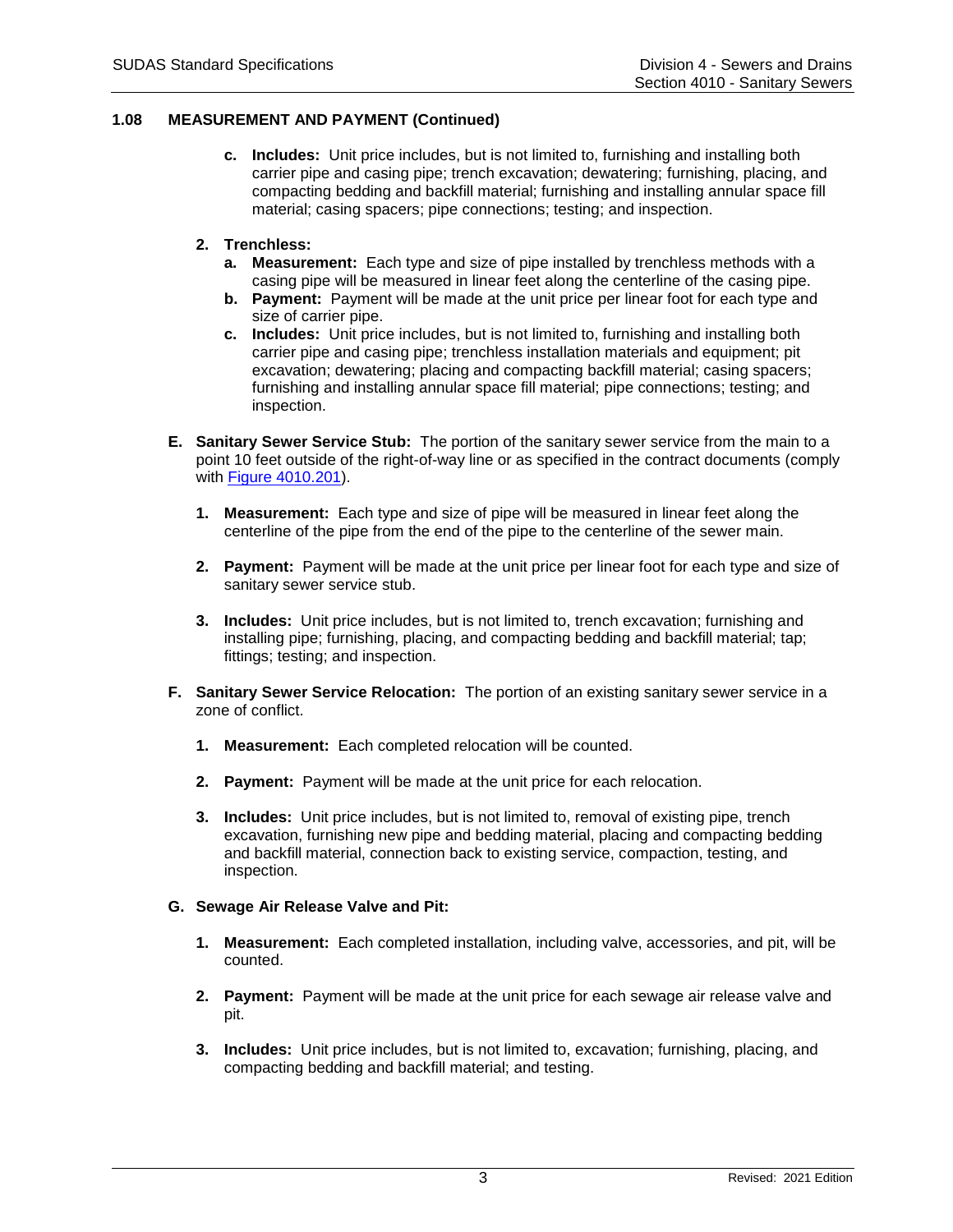## 1.08 MEASUREMENT AND PAYMENT (Continued)

   c. **Includes:** Unit price includes, but is not limited to, furnishing and installing both carrier pipe and casing pipe; trench excavation; dewatering; furnishing, placing, and compacting bedding and backfill material; furnishing and installing annular space fill material; casing spacers; pipe connections; testing; and inspection.

2. **Trenchless:**
   a. **Measurement:** Each type and size of pipe installed by trenchless methods with a casing pipe will be measured in linear feet along the centerline of the casing pipe.
   b. **Payment:** Payment will be made at the unit price per linear foot for each type and size of carrier pipe.
   c. **Includes:** Unit price includes, but is not limited to, furnishing and installing both carrier pipe and casing pipe; trenchless installation materials and equipment; pit excavation; dewatering; placing and compacting backfill material; casing spacers; furnishing and installing annular space fill material; pipe connections; testing; and inspection.

**E. Sanitary Sewer Service Stub:** The portion of the sanitary sewer service from the main to a point 10 feet outside of the right-of-way line or as specified in the contract documents (comply with Figure 4010.201).

1. **Measurement:** Each type and size of pipe will be measured in linear feet along the centerline of the pipe from the end of the pipe to the centerline of the sewer main.

2. **Payment:** Payment will be made at the unit price per linear foot for each type and size of sanitary sewer service stub.

3. **Includes:** Unit price includes, but is not limited to, trench excavation; furnishing and installing pipe; furnishing, placing, and compacting bedding and backfill material; tap; fittings; testing; and inspection.

**F. Sanitary Sewer Service Relocation:** The portion of an existing sanitary sewer service in a zone of conflict.

1. **Measurement:** Each completed relocation will be counted.

2. **Payment:** Payment will be made at the unit price for each relocation.

3. **Includes:** Unit price includes, but is not limited to, removal of existing pipe, trench excavation, furnishing new pipe and bedding material, placing and compacting bedding and backfill material, connection back to existing service, compaction, testing, and inspection.

**G. Sewage Air Release Valve and Pit:**

1. **Measurement:** Each completed installation, including valve, accessories, and pit, will be counted.

2. **Payment:** Payment will be made at the unit price for each sewage air release valve and pit.

3. **Includes:** Unit price includes, but is not limited to, excavation; furnishing, placing, and compacting bedding and backfill material; and testing.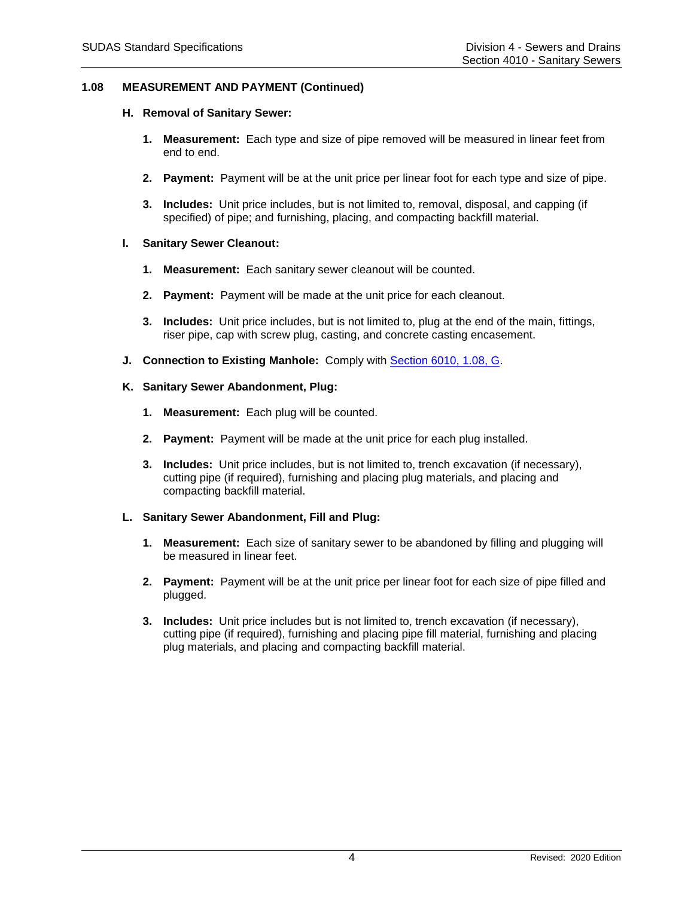## 1.08 MEASUREMENT AND PAYMENT (Continued)

### H. Removal of Sanitary Sewer:

1. **Measurement:** Each type and size of pipe removed will be measured in linear feet from end to end.

2. **Payment:** Payment will be at the unit price per linear foot for each type and size of pipe.

3. **Includes:** Unit price includes, but is not limited to, removal, disposal, and capping (if specified) of pipe; and furnishing, placing, and compacting backfill material.

### I. Sanitary Sewer Cleanout:

1. **Measurement:** Each sanitary sewer cleanout will be counted.

2. **Payment:** Payment will be made at the unit price for each cleanout.

3. **Includes:** Unit price includes, but is not limited to, plug at the end of the main, fittings, riser pipe, cap with screw plug, casting, and concrete casting encasement.

### J. Connection to Existing Manhole: 

Comply with Section 6010, 1.08, G.

### K. Sanitary Sewer Abandonment, Plug:

1. **Measurement:** Each plug will be counted.

2. **Payment:** Payment will be made at the unit price for each plug installed.

3. **Includes:** Unit price includes, but is not limited to, trench excavation (if necessary), cutting pipe (if required), furnishing and placing plug materials, and placing and compacting backfill material.

### L. Sanitary Sewer Abandonment, Fill and Plug:

1. **Measurement:** Each size of sanitary sewer to be abandoned by filling and plugging will be measured in linear feet.

2. **Payment:** Payment will be at the unit price per linear foot for each size of pipe filled and plugged.

3. **Includes:** Unit price includes but is not limited to, trench excavation (if necessary), cutting pipe (if required), furnishing and placing pipe fill material, furnishing and placing plug materials, and placing and compacting backfill material.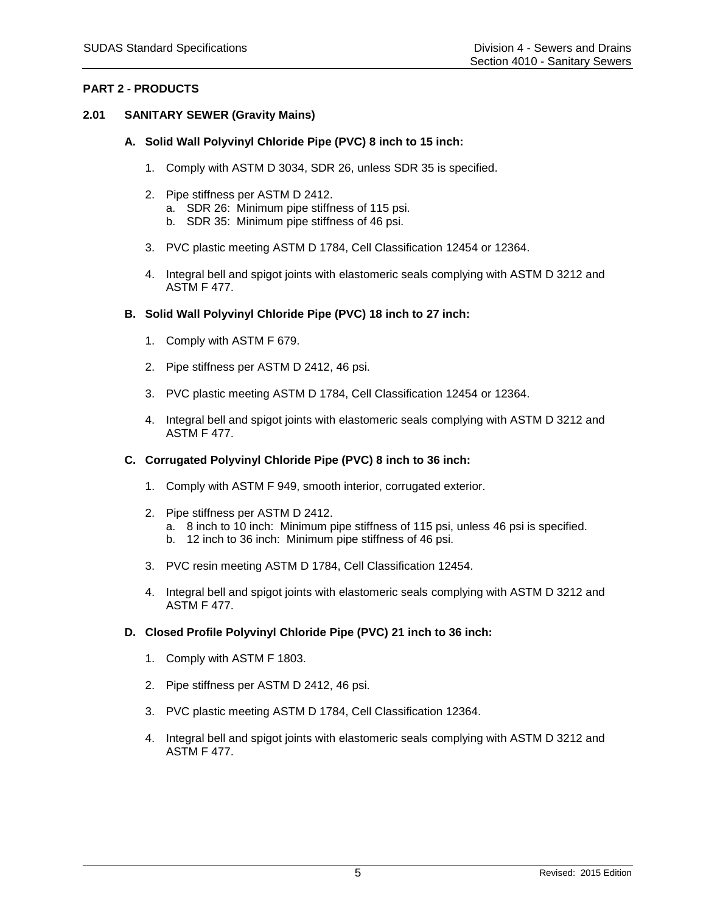## PART 2 - PRODUCTS

### 2.01 SANITARY SEWER (Gravity Mains)

#### A. Solid Wall Polyvinyl Chloride Pipe (PVC) 8 inch to 15 inch:

1. Comply with ASTM D 3034, SDR 26, unless SDR 35 is specified.

2. Pipe stiffness per ASTM D 2412.
   a. SDR 26: Minimum pipe stiffness of 115 psi.
   b. SDR 35: Minimum pipe stiffness of 46 psi.

3. PVC plastic meeting ASTM D 1784, Cell Classification 12454 or 12364.

4. Integral bell and spigot joints with elastomeric seals complying with ASTM D 3212 and ASTM F 477.

#### B. Solid Wall Polyvinyl Chloride Pipe (PVC) 18 inch to 27 inch:

1. Comply with ASTM F 679.

2. Pipe stiffness per ASTM D 2412, 46 psi.

3. PVC plastic meeting ASTM D 1784, Cell Classification 12454 or 12364.

4. Integral bell and spigot joints with elastomeric seals complying with ASTM D 3212 and ASTM F 477.

#### C. Corrugated Polyvinyl Chloride Pipe (PVC) 8 inch to 36 inch:

1. Comply with ASTM F 949, smooth interior, corrugated exterior.

2. Pipe stiffness per ASTM D 2412.
   a. 8 inch to 10 inch: Minimum pipe stiffness of 115 psi, unless 46 psi is specified.
   b. 12 inch to 36 inch: Minimum pipe stiffness of 46 psi.

3. PVC resin meeting ASTM D 1784, Cell Classification 12454.

4. Integral bell and spigot joints with elastomeric seals complying with ASTM D 3212 and ASTM F 477.

#### D. Closed Profile Polyvinyl Chloride Pipe (PVC) 21 inch to 36 inch:

1. Comply with ASTM F 1803.

2. Pipe stiffness per ASTM D 2412, 46 psi.

3. PVC plastic meeting ASTM D 1784, Cell Classification 12364.

4. Integral bell and spigot joints with elastomeric seals complying with ASTM D 3212 and ASTM F 477.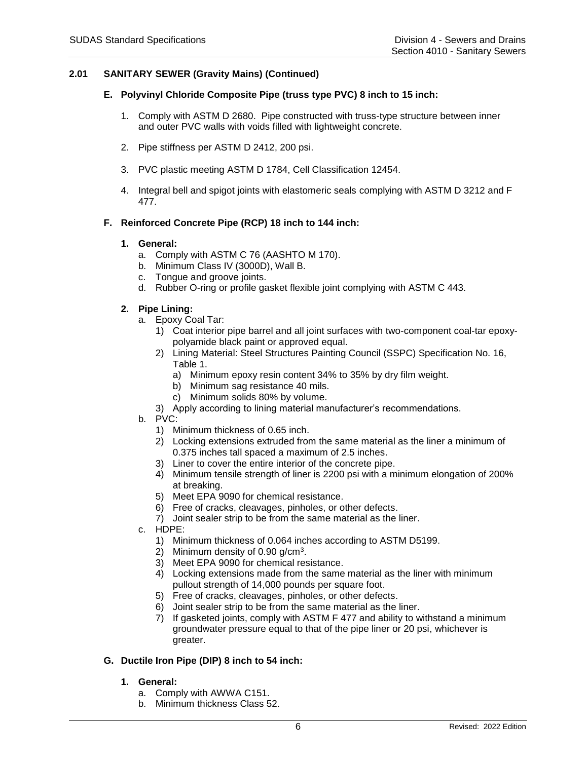## 2.01 SANITARY SEWER (Gravity Mains) (Continued)

### E. Polyvinyl Chloride Composite Pipe (truss type PVC) 8 inch to 15 inch:

1. Comply with ASTM D 2680. Pipe constructed with truss-type structure between inner and outer PVC walls with voids filled with lightweight concrete.

2. Pipe stiffness per ASTM D 2412, 200 psi.

3. PVC plastic meeting ASTM D 1784, Cell Classification 12454.

4. Integral bell and spigot joints with elastomeric seals complying with ASTM D 3212 and F 477.

### F. Reinforced Concrete Pipe (RCP) 18 inch to 144 inch:

**1. General:**

a. Comply with ASTM C 76 (AASHTO M 170).
b. Minimum Class IV (3000D), Wall B.
c. Tongue and groove joints.
d. Rubber O-ring or profile gasket flexible joint complying with ASTM C 443.

**2. Pipe Lining:**

a. Epoxy Coal Tar:
   1) Coat interior pipe barrel and all joint surfaces with two-component coal-tar epoxy-polyamide black paint or approved equal.
   2) Lining Material: Steel Structures Painting Council (SSPC) Specification No. 16, Table 1.
      a) Minimum epoxy resin content 34% to 35% by dry film weight.
      b) Minimum sag resistance 40 mils.
      c) Minimum solids 80% by volume.
   3) Apply according to lining material manufacturer's recommendations.

b. PVC:
   1) Minimum thickness of 0.65 inch.
   2) Locking extensions extruded from the same material as the liner a minimum of 0.375 inches tall spaced a maximum of 2.5 inches.
   3) Liner to cover the entire interior of the concrete pipe.
   4) Minimum tensile strength of liner is 2200 psi with a minimum elongation of 200% at breaking.
   5) Meet EPA 9090 for chemical resistance.
   6) Free of cracks, cleavages, pinholes, or other defects.
   7) Joint sealer strip to be from the same material as the liner.

c. HDPE:
   1) Minimum thickness of 0.064 inches according to ASTM D5199.
   2) Minimum density of 0.90 g/cm$^3$.
   3) Meet EPA 9090 for chemical resistance.
   4) Locking extensions made from the same material as the liner with minimum pullout strength of 14,000 pounds per square foot.
   5) Free of cracks, cleavages, pinholes, or other defects.
   6) Joint sealer strip to be from the same material as the liner.
   7) If gasketed joints, comply with ASTM F 477 and ability to withstand a minimum groundwater pressure equal to that of the pipe liner or 20 psi, whichever is greater.

### G. Ductile Iron Pipe (DIP) 8 inch to 54 inch:

**1. General:**

a. Comply with AWWA C151.
b. Minimum thickness Class 52.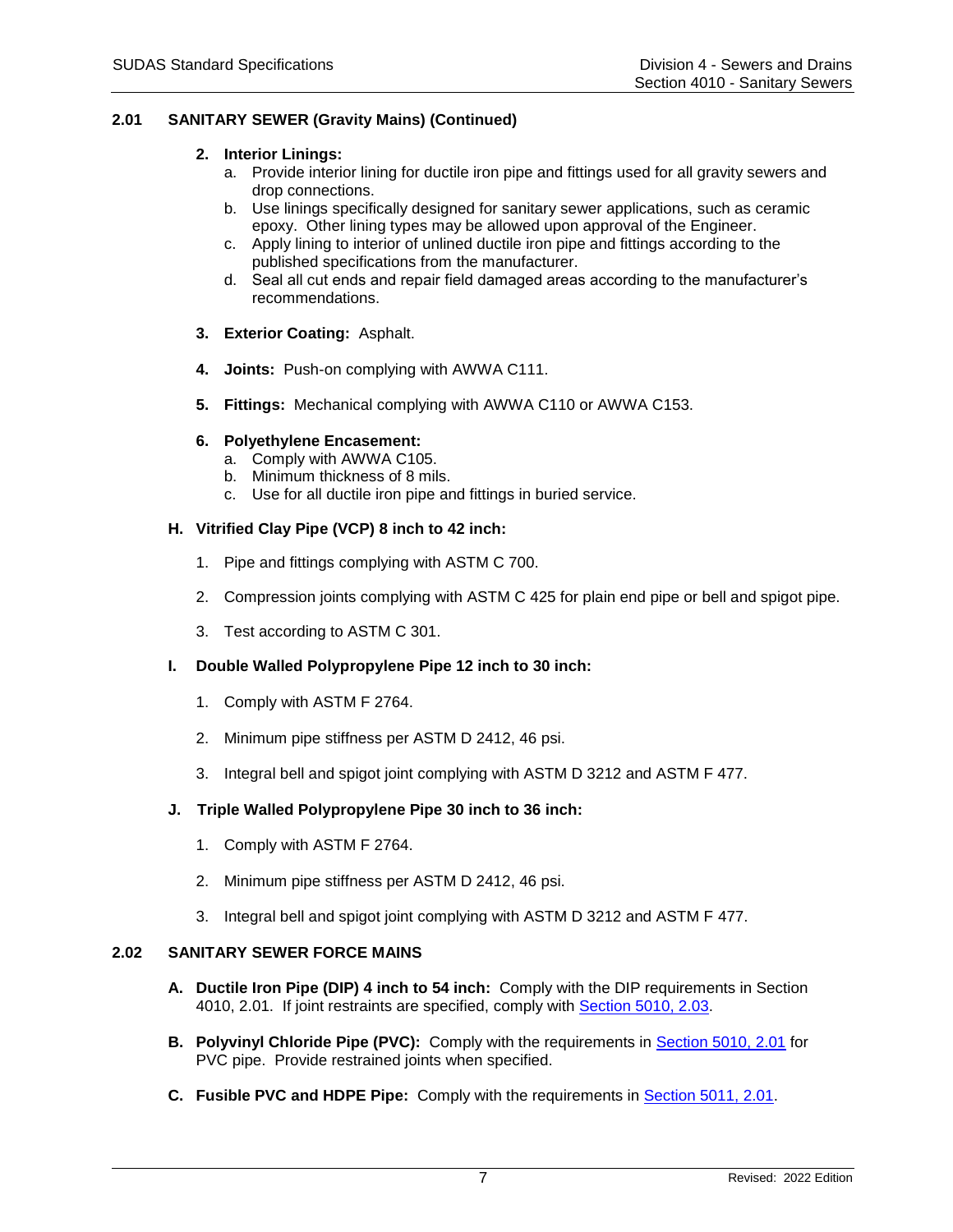## 2.01 SANITARY SEWER (Gravity Mains) (Continued)

2. **Interior Linings:**
   a. Provide interior lining for ductile iron pipe and fittings used for all gravity sewers and drop connections.
   b. Use linings specifically designed for sanitary sewer applications, such as ceramic epoxy. Other lining types may be allowed upon approval of the Engineer.
   c. Apply lining to interior of unlined ductile iron pipe and fittings according to the published specifications from the manufacturer.
   d. Seal all cut ends and repair field damaged areas according to the manufacturer's recommendations.

3. **Exterior Coating:** Asphalt.

4. **Joints:** Push-on complying with AWWA C111.

5. **Fittings:** Mechanical complying with AWWA C110 or AWWA C153.

6. **Polyethylene Encasement:**
   a. Comply with AWWA C105.
   b. Minimum thickness of 8 mils.
   c. Use for all ductile iron pipe and fittings in buried service.

**H. Vitrified Clay Pipe (VCP) 8 inch to 42 inch:**

1. Pipe and fittings complying with ASTM C 700.

2. Compression joints complying with ASTM C 425 for plain end pipe or bell and spigot pipe.

3. Test according to ASTM C 301.

**I. Double Walled Polypropylene Pipe 12 inch to 30 inch:**

1. Comply with ASTM F 2764.

2. Minimum pipe stiffness per ASTM D 2412, 46 psi.

3. Integral bell and spigot joint complying with ASTM D 3212 and ASTM F 477.

**J. Triple Walled Polypropylene Pipe 30 inch to 36 inch:**

1. Comply with ASTM F 2764.

2. Minimum pipe stiffness per ASTM D 2412, 46 psi.

3. Integral bell and spigot joint complying with ASTM D 3212 and ASTM F 477.

## 2.02 SANITARY SEWER FORCE MAINS

**A. Ductile Iron Pipe (DIP) 4 inch to 54 inch:** Comply with the DIP requirements in Section 4010, 2.01. If joint restraints are specified, comply with Section 5010, 2.03.

**B. Polyvinyl Chloride Pipe (PVC):** Comply with the requirements in Section 5010, 2.01 for PVC pipe. Provide restrained joints when specified.

**C. Fusible PVC and HDPE Pipe:** Comply with the requirements in Section 5011, 2.01.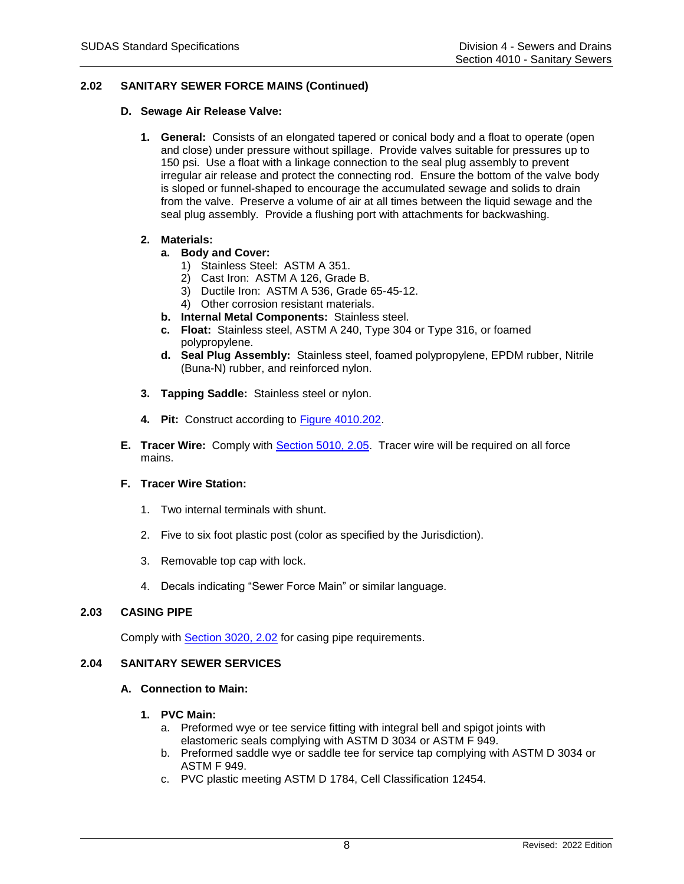## 2.02 SANITARY SEWER FORCE MAINS (Continued)

### D. Sewage Air Release Valve:

1. **General:** Consists of an elongated tapered or conical body and a float to operate (open and close) under pressure without spillage. Provide valves suitable for pressures up to 150 psi. Use a float with a linkage connection to the seal plug assembly to prevent irregular air release and protect the connecting rod. Ensure the bottom of the valve body is sloped or funnel-shaped to encourage the accumulated sewage and solids to drain from the valve. Preserve a volume of air at all times between the liquid sewage and the seal plug assembly. Provide a flushing port with attachments for backwashing.

2. **Materials:**
   - a. **Body and Cover:**
     1) Stainless Steel: ASTM A 351.
     2) Cast Iron: ASTM A 126, Grade B.
     3) Ductile Iron: ASTM A 536, Grade 65-45-12.
     4) Other corrosion resistant materials.
   - b. **Internal Metal Components:** Stainless steel.
   - c. **Float:** Stainless steel, ASTM A 240, Type 304 or Type 316, or foamed polypropylene.
   - d. **Seal Plug Assembly:** Stainless steel, foamed polypropylene, EPDM rubber, Nitrile (Buna-N) rubber, and reinforced nylon.

3. **Tapping Saddle:** Stainless steel or nylon.

4. **Pit:** Construct according to Figure 4010.202.

### E. Tracer Wire:
Comply with Section 5010, 2.05. Tracer wire will be required on all force mains.

### F. Tracer Wire Station:

1. Two internal terminals with shunt.

2. Five to six foot plastic post (color as specified by the Jurisdiction).

3. Removable top cap with lock.

4. Decals indicating "Sewer Force Main" or similar language.

## 2.03 CASING PIPE

Comply with Section 3020, 2.02 for casing pipe requirements.

## 2.04 SANITARY SEWER SERVICES

### A. Connection to Main:

1. **PVC Main:**
   - a. Preformed wye or tee service fitting with integral bell and spigot joints with elastomeric seals complying with ASTM D 3034 or ASTM F 949.
   - b. Preformed saddle wye or saddle tee for service tap complying with ASTM D 3034 or ASTM F 949.
   - c. PVC plastic meeting ASTM D 1784, Cell Classification 12454.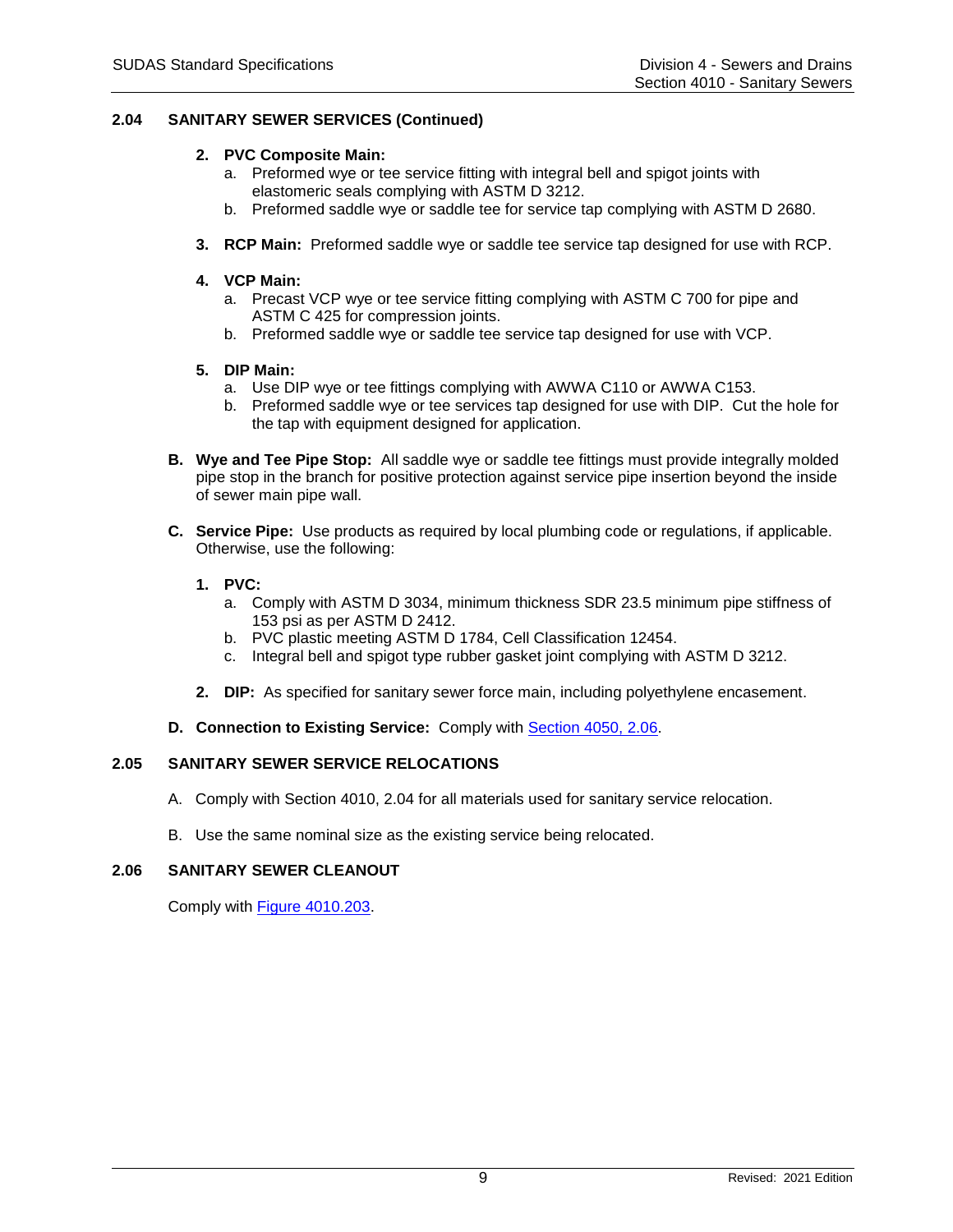## 2.04 SANITARY SEWER SERVICES (Continued)

2. **PVC Composite Main:**
   a. Preformed wye or tee service fitting with integral bell and spigot joints with elastomeric seals complying with ASTM D 3212.
   b. Preformed saddle wye or saddle tee for service tap complying with ASTM D 2680.

3. **RCP Main:** Preformed saddle wye or saddle tee service tap designed for use with RCP.

4. **VCP Main:**
   a. Precast VCP wye or tee service fitting complying with ASTM C 700 for pipe and ASTM C 425 for compression joints.
   b. Preformed saddle wye or saddle tee service tap designed for use with VCP.

5. **DIP Main:**
   a. Use DIP wye or tee fittings complying with AWWA C110 or AWWA C153.
   b. Preformed saddle wye or tee services tap designed for use with DIP. Cut the hole for the tap with equipment designed for application.

**B. Wye and Tee Pipe Stop:** All saddle wye or saddle tee fittings must provide integrally molded pipe stop in the branch for positive protection against service pipe insertion beyond the inside of sewer main pipe wall.

**C. Service Pipe:** Use products as required by local plumbing code or regulations, if applicable. Otherwise, use the following:

1. **PVC:**
   a. Comply with ASTM D 3034, minimum thickness SDR 23.5 minimum pipe stiffness of 153 psi as per ASTM D 2412.
   b. PVC plastic meeting ASTM D 1784, Cell Classification 12454.
   c. Integral bell and spigot type rubber gasket joint complying with ASTM D 3212.

2. **DIP:** As specified for sanitary sewer force main, including polyethylene encasement.

**D. Connection to Existing Service:** Comply with Section 4050, 2.06.

## 2.05 SANITARY SEWER SERVICE RELOCATIONS

A. Comply with Section 4010, 2.04 for all materials used for sanitary service relocation.

B. Use the same nominal size as the existing service being relocated.

## 2.06 SANITARY SEWER CLEANOUT

Comply with Figure 4010.203.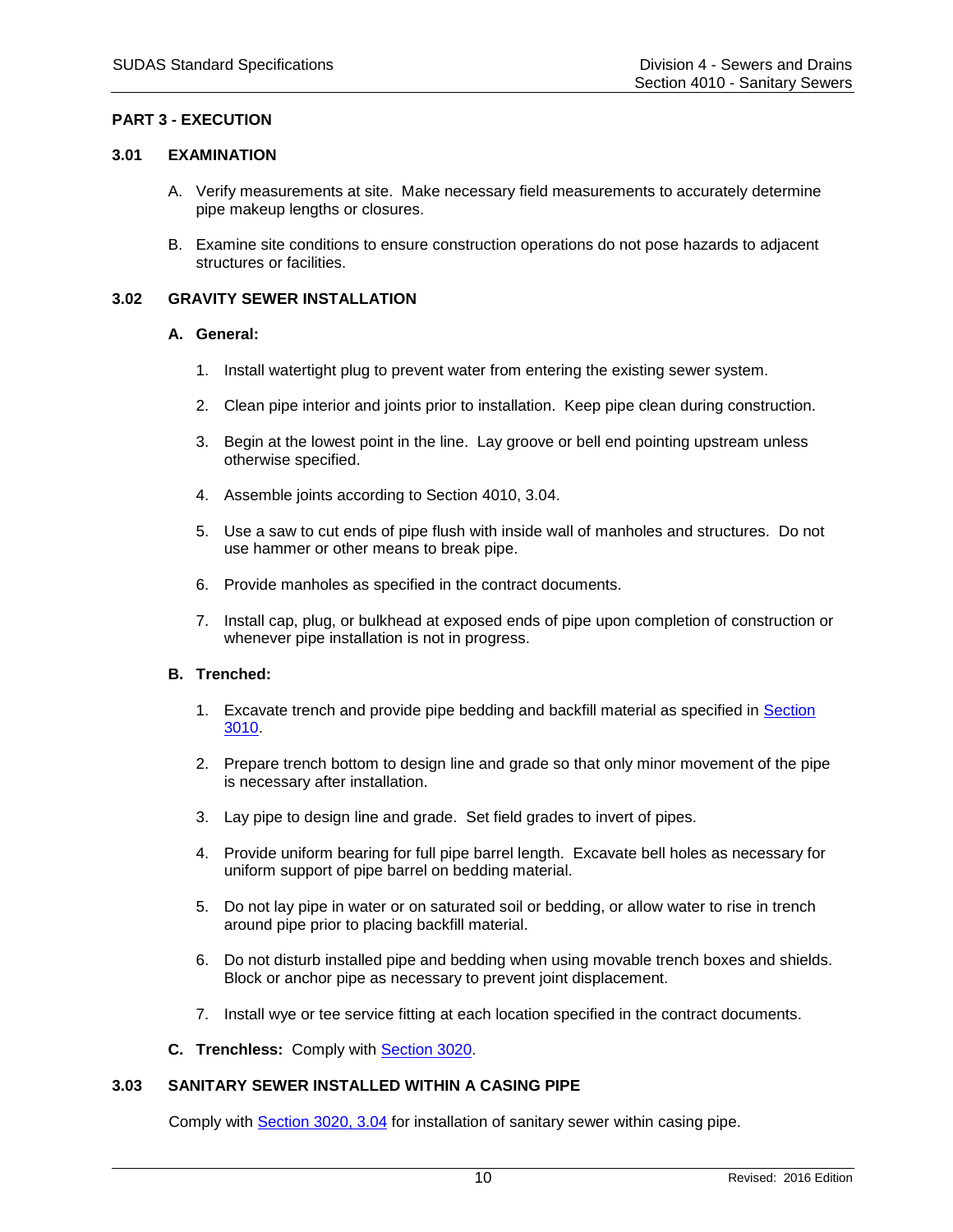## PART 3 - EXECUTION

### 3.01 EXAMINATION

A. Verify measurements at site. Make necessary field measurements to accurately determine pipe makeup lengths or closures.

B. Examine site conditions to ensure construction operations do not pose hazards to adjacent structures or facilities.

### 3.02 GRAVITY SEWER INSTALLATION

**A. General:**

1. Install watertight plug to prevent water from entering the existing sewer system.

2. Clean pipe interior and joints prior to installation. Keep pipe clean during construction.

3. Begin at the lowest point in the line. Lay groove or bell end pointing upstream unless otherwise specified.

4. Assemble joints according to Section 4010, 3.04.

5. Use a saw to cut ends of pipe flush with inside wall of manholes and structures. Do not use hammer or other means to break pipe.

6. Provide manholes as specified in the contract documents.

7. Install cap, plug, or bulkhead at exposed ends of pipe upon completion of construction or whenever pipe installation is not in progress.

**B. Trenched:**

1. Excavate trench and provide pipe bedding and backfill material as specified in Section 3010.

2. Prepare trench bottom to design line and grade so that only minor movement of the pipe is necessary after installation.

3. Lay pipe to design line and grade. Set field grades to invert of pipes.

4. Provide uniform bearing for full pipe barrel length. Excavate bell holes as necessary for uniform support of pipe barrel on bedding material.

5. Do not lay pipe in water or on saturated soil or bedding, or allow water to rise in trench around pipe prior to placing backfill material.

6. Do not disturb installed pipe and bedding when using movable trench boxes and shields. Block or anchor pipe as necessary to prevent joint displacement.

7. Install wye or tee service fitting at each location specified in the contract documents.

**C. Trenchless:** Comply with Section 3020.

### 3.03 SANITARY SEWER INSTALLED WITHIN A CASING PIPE

Comply with Section 3020, 3.04 for installation of sanitary sewer within casing pipe.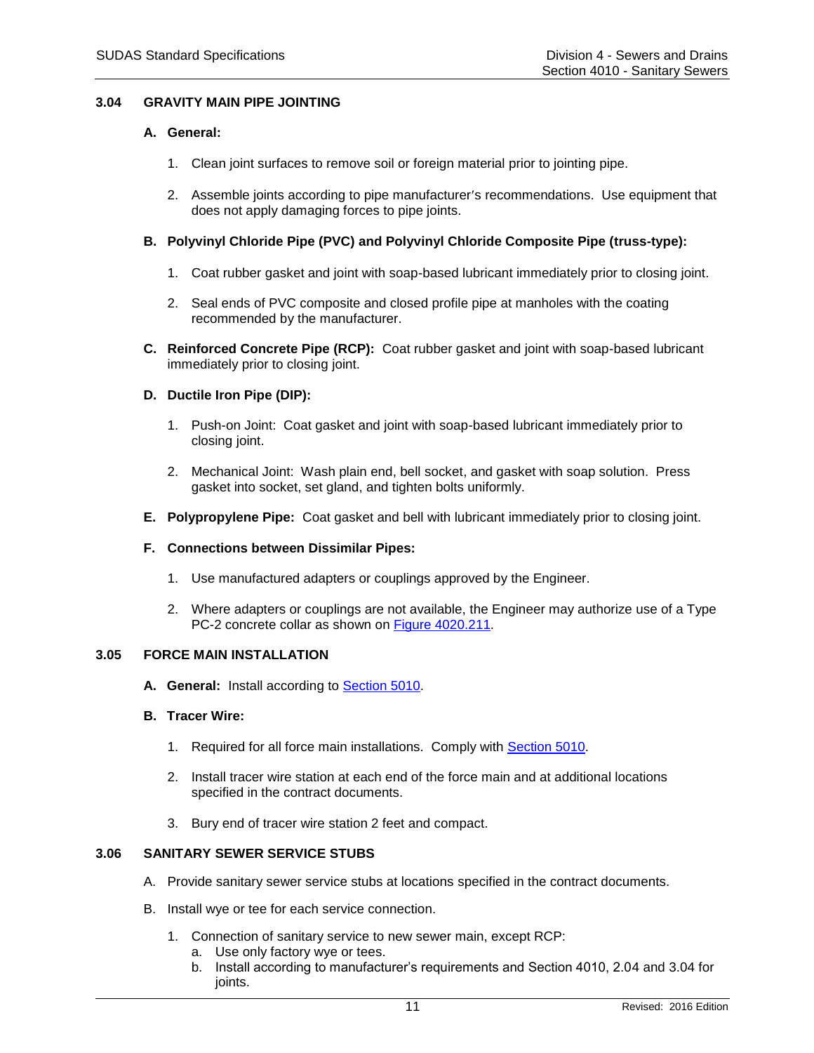## 3.04 GRAVITY MAIN PIPE JOINTING

**A. General:**

1. Clean joint surfaces to remove soil or foreign material prior to jointing pipe.
2. Assemble joints according to pipe manufacturer's recommendations. Use equipment that does not apply damaging forces to pipe joints.

**B. Polyvinyl Chloride Pipe (PVC) and Polyvinyl Chloride Composite Pipe (truss-type):**

1. Coat rubber gasket and joint with soap-based lubricant immediately prior to closing joint.
2. Seal ends of PVC composite and closed profile pipe at manholes with the coating recommended by the manufacturer.

**C. Reinforced Concrete Pipe (RCP):** Coat rubber gasket and joint with soap-based lubricant immediately prior to closing joint.

**D. Ductile Iron Pipe (DIP):**

1. Push-on Joint: Coat gasket and joint with soap-based lubricant immediately prior to closing joint.
2. Mechanical Joint: Wash plain end, bell socket, and gasket with soap solution. Press gasket into socket, set gland, and tighten bolts uniformly.

**E. Polypropylene Pipe:** Coat gasket and bell with lubricant immediately prior to closing joint.

**F. Connections between Dissimilar Pipes:**

1. Use manufactured adapters or couplings approved by the Engineer.
2. Where adapters or couplings are not available, the Engineer may authorize use of a Type PC-2 concrete collar as shown on Figure 4020.211.

## 3.05 FORCE MAIN INSTALLATION

**A. General:** Install according to Section 5010.

**B. Tracer Wire:**

1. Required for all force main installations. Comply with Section 5010.
2. Install tracer wire station at each end of the force main and at additional locations specified in the contract documents.
3. Bury end of tracer wire station 2 feet and compact.

## 3.06 SANITARY SEWER SERVICE STUBS

A. Provide sanitary sewer service stubs at locations specified in the contract documents.

B. Install wye or tee for each service connection.

1. Connection of sanitary service to new sewer main, except RCP:
   a. Use only factory wye or tees.
   b. Install according to manufacturer's requirements and Section 4010, 2.04 and 3.04 for joints.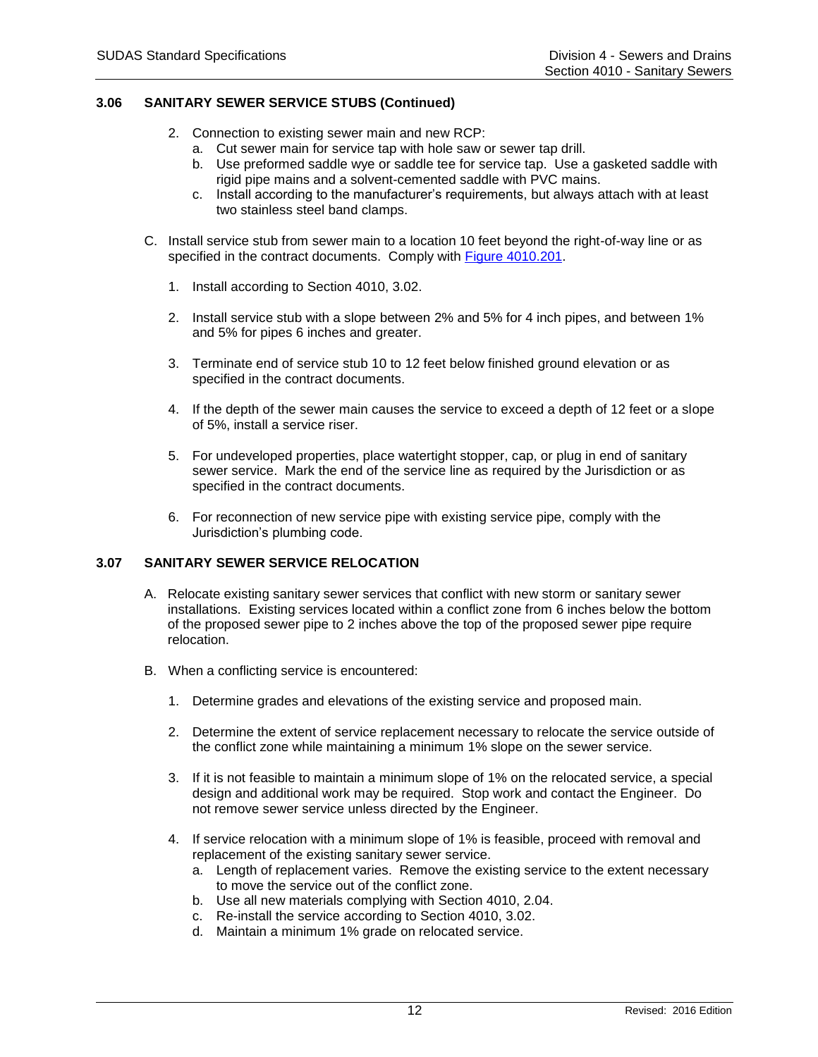### 3.06 SANITARY SEWER SERVICE STUBS (Continued)

2. Connection to existing sewer main and new RCP:
   a. Cut sewer main for service tap with hole saw or sewer tap drill.
   b. Use preformed saddle wye or saddle tee for service tap. Use a gasketed saddle with rigid pipe mains and a solvent-cemented saddle with PVC mains.
   c. Install according to the manufacturer's requirements, but always attach with at least two stainless steel band clamps.

C. Install service stub from sewer main to a location 10 feet beyond the right-of-way line or as specified in the contract documents. Comply with Figure 4010.201.

1. Install according to Section 4010, 3.02.

2. Install service stub with a slope between 2% and 5% for 4 inch pipes, and between 1% and 5% for pipes 6 inches and greater.

3. Terminate end of service stub 10 to 12 feet below finished ground elevation or as specified in the contract documents.

4. If the depth of the sewer main causes the service to exceed a depth of 12 feet or a slope of 5%, install a service riser.

5. For undeveloped properties, place watertight stopper, cap, or plug in end of sanitary sewer service. Mark the end of the service line as required by the Jurisdiction or as specified in the contract documents.

6. For reconnection of new service pipe with existing service pipe, comply with the Jurisdiction's plumbing code.

### 3.07 SANITARY SEWER SERVICE RELOCATION

A. Relocate existing sanitary sewer services that conflict with new storm or sanitary sewer installations. Existing services located within a conflict zone from 6 inches below the bottom of the proposed sewer pipe to 2 inches above the top of the proposed sewer pipe require relocation.

B. When a conflicting service is encountered:

1. Determine grades and elevations of the existing service and proposed main.

2. Determine the extent of service replacement necessary to relocate the service outside of the conflict zone while maintaining a minimum 1% slope on the sewer service.

3. If it is not feasible to maintain a minimum slope of 1% on the relocated service, a special design and additional work may be required. Stop work and contact the Engineer. Do not remove sewer service unless directed by the Engineer.

4. If service relocation with a minimum slope of 1% is feasible, proceed with removal and replacement of the existing sanitary sewer service.
   a. Length of replacement varies. Remove the existing service to the extent necessary to move the service out of the conflict zone.
   b. Use all new materials complying with Section 4010, 2.04.
   c. Re-install the service according to Section 4010, 3.02.
   d. Maintain a minimum 1% grade on relocated service.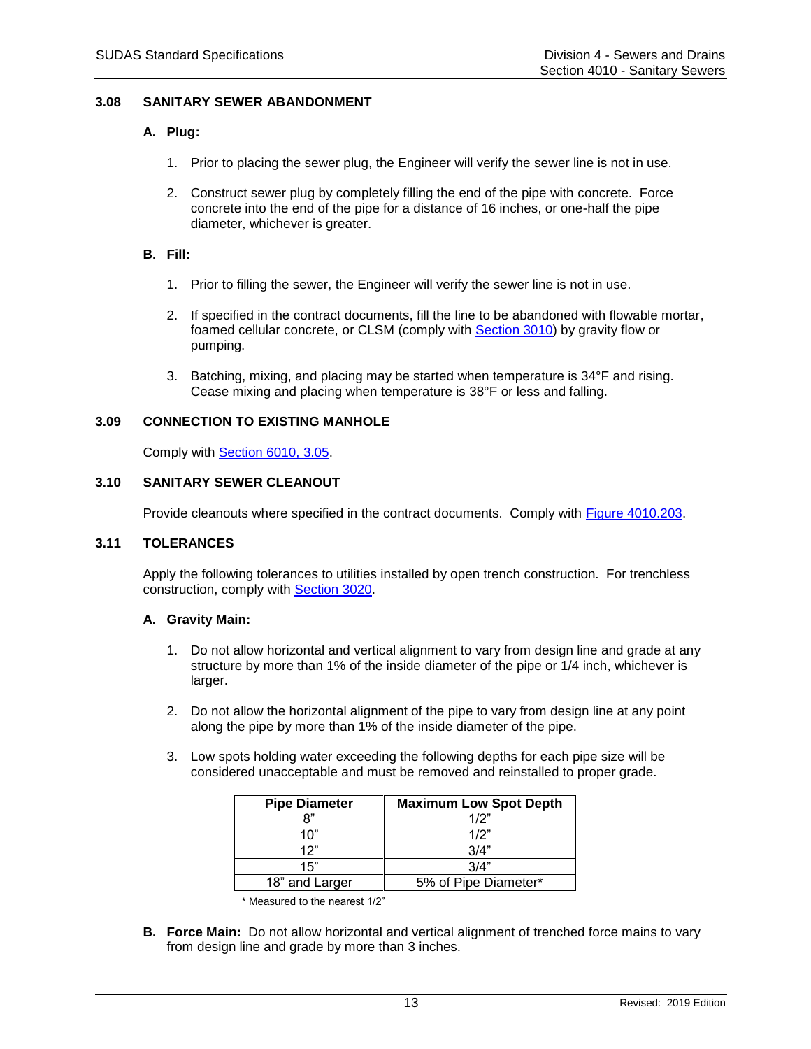## 3.08 SANITARY SEWER ABANDONMENT

### A. Plug:

1. Prior to placing the sewer plug, the Engineer will verify the sewer line is not in use.

2. Construct sewer plug by completely filling the end of the pipe with concrete. Force concrete into the end of the pipe for a distance of 16 inches, or one-half the pipe diameter, whichever is greater.

### B. Fill:

1. Prior to filling the sewer, the Engineer will verify the sewer line is not in use.

2. If specified in the contract documents, fill the line to be abandoned with flowable mortar, foamed cellular concrete, or CLSM (comply with Section 3010) by gravity flow or pumping.

3. Batching, mixing, and placing may be started when temperature is 34°F and rising. Cease mixing and placing when temperature is 38°F or less and falling.

## 3.09 CONNECTION TO EXISTING MANHOLE

Comply with Section 6010, 3.05.

## 3.10 SANITARY SEWER CLEANOUT

Provide cleanouts where specified in the contract documents. Comply with Figure 4010.203.

## 3.11 TOLERANCES

Apply the following tolerances to utilities installed by open trench construction. For trenchless construction, comply with Section 3020.

### A. Gravity Main:

1. Do not allow horizontal and vertical alignment to vary from design line and grade at any structure by more than 1% of the inside diameter of the pipe or 1/4 inch, whichever is larger.

2. Do not allow the horizontal alignment of the pipe to vary from design line at any point along the pipe by more than 1% of the inside diameter of the pipe.

3. Low spots holding water exceeding the following depths for each pipe size will be considered unacceptable and must be removed and reinstalled to proper grade.

| Pipe Diameter | Maximum Low Spot Depth |
|---|---|
| 8" | 1/2" |
| 10" | 1/2" |
| 12" | 3/4" |
| 15" | 3/4" |
| 18" and Larger | 5% of Pipe Diameter* |

\* Measured to the nearest 1/2"

**B. Force Main:** Do not allow horizontal and vertical alignment of trenched force mains to vary from design line and grade by more than 3 inches.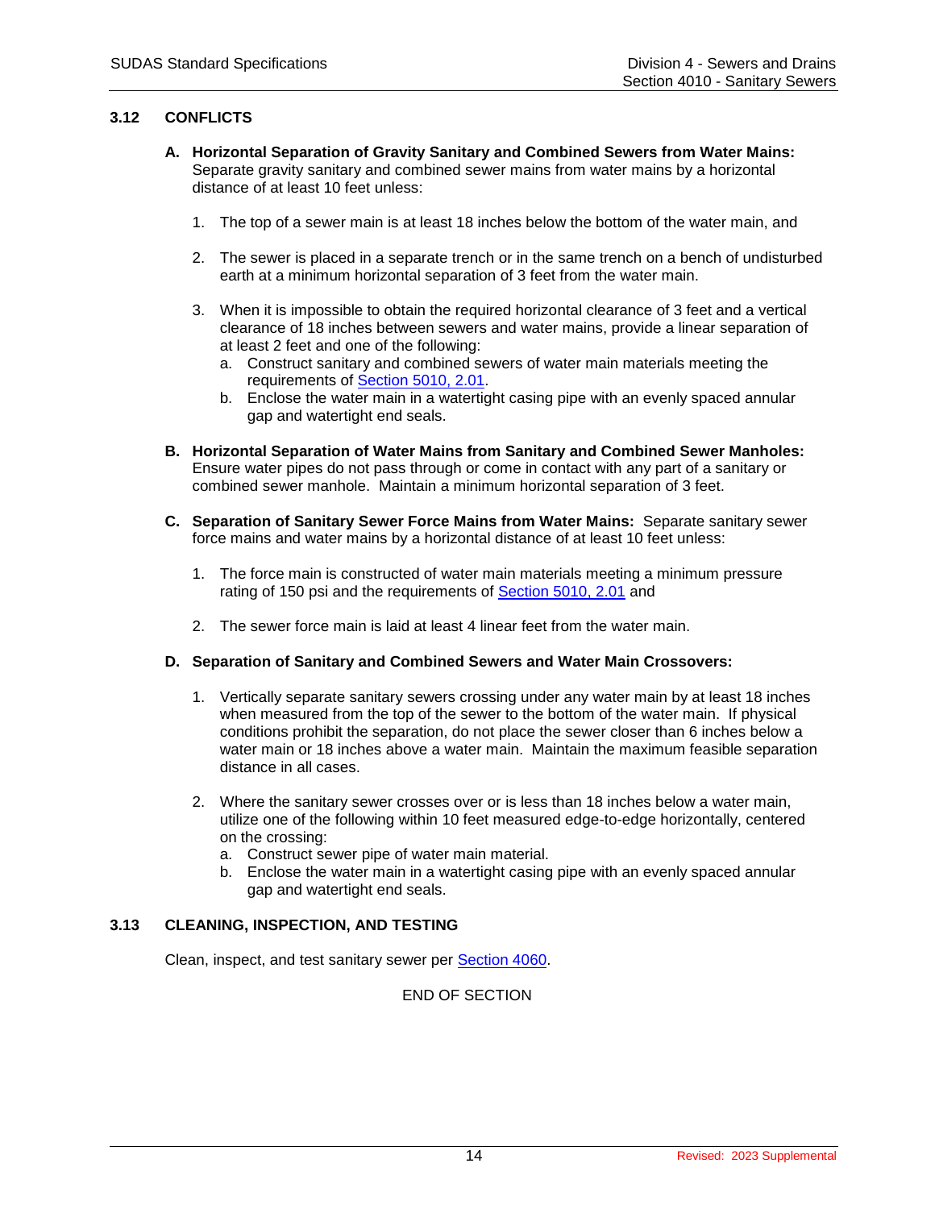## 3.12 CONFLICTS

**A. Horizontal Separation of Gravity Sanitary and Combined Sewers from Water Mains:** Separate gravity sanitary and combined sewer mains from water mains by a horizontal distance of at least 10 feet unless:

1. The top of a sewer main is at least 18 inches below the bottom of the water main, and

2. The sewer is placed in a separate trench or in the same trench on a bench of undisturbed earth at a minimum horizontal separation of 3 feet from the water main.

3. When it is impossible to obtain the required horizontal clearance of 3 feet and a vertical clearance of 18 inches between sewers and water mains, provide a linear separation of at least 2 feet and one of the following:
   a. Construct sanitary and combined sewers of water main materials meeting the requirements of Section 5010, 2.01.
   b. Enclose the water main in a watertight casing pipe with an evenly spaced annular gap and watertight end seals.

**B. Horizontal Separation of Water Mains from Sanitary and Combined Sewer Manholes:** Ensure water pipes do not pass through or come in contact with any part of a sanitary or combined sewer manhole. Maintain a minimum horizontal separation of 3 feet.

**C. Separation of Sanitary Sewer Force Mains from Water Mains:** Separate sanitary sewer force mains and water mains by a horizontal distance of at least 10 feet unless:

1. The force main is constructed of water main materials meeting a minimum pressure rating of 150 psi and the requirements of Section 5010, 2.01 and

2. The sewer force main is laid at least 4 linear feet from the water main.

**D. Separation of Sanitary and Combined Sewers and Water Main Crossovers:**

1. Vertically separate sanitary sewers crossing under any water main by at least 18 inches when measured from the top of the sewer to the bottom of the water main. If physical conditions prohibit the separation, do not place the sewer closer than 6 inches below a water main or 18 inches above a water main. Maintain the maximum feasible separation distance in all cases.

2. Where the sanitary sewer crosses over or is less than 18 inches below a water main, utilize one of the following within 10 feet measured edge-to-edge horizontally, centered on the crossing:
   a. Construct sewer pipe of water main material.
   b. Enclose the water main in a watertight casing pipe with an evenly spaced annular gap and watertight end seals.

## 3.13 CLEANING, INSPECTION, AND TESTING

Clean, inspect, and test sanitary sewer per Section 4060.

END OF SECTION